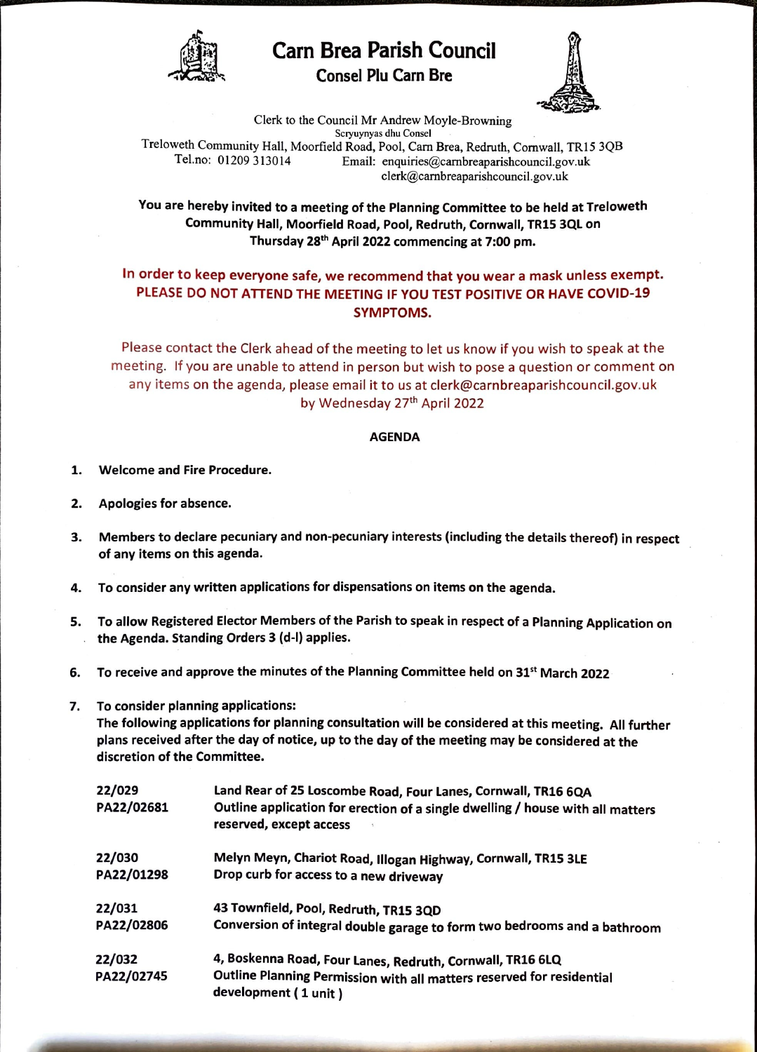# Carn Brea Parish Council

## Consel Plu Carn Bre

Clerk to the Council Mr Andrew Moyle-Browning
Scryuynyas dhu Consel
Treloweth Community Hall, Moorfield Road, Pool, Carn Brea, Redruth, Cornwall, TR15 3QB
Tel.no: 01209 313014 Email: enquiries@carnbreaparishcouncil.gov.uk
clerk@carnbreaparishcouncil.gov.uk

**You are hereby invited to a meeting of the Planning Committee to be held at Treloweth Community Hall, Moorfield Road, Pool, Redruth, Cornwall, TR15 3QL on Thursday 28th April 2022 commencing at 7:00 pm.**

**In order to keep everyone safe, we recommend that you wear a mask unless exempt. PLEASE DO NOT ATTEND THE MEETING IF YOU TEST POSITIVE OR HAVE COVID-19 SYMPTOMS.**

Please contact the Clerk ahead of the meeting to let us know if you wish to speak at the meeting. If you are unable to attend in person but wish to pose a question or comment on any items on the agenda, please email it to us at clerk@carnbreaparishcouncil.gov.uk by Wednesday 27th April 2022

**AGENDA**

1. **Welcome and Fire Procedure.**
2. **Apologies for absence.**
3. **Members to declare pecuniary and non-pecuniary interests (including the details thereof) in respect of any items on this agenda.**
4. **To consider any written applications for dispensations on items on the agenda.**
5. **To allow Registered Elector Members of the Parish to speak in respect of a Planning Application on the Agenda. Standing Orders 3 (d-l) applies.**
6. **To receive and approve the minutes of the Planning Committee held on 31st March 2022**
7. **To consider planning applications:**
   **The following applications for planning consultation will be considered at this meeting. All further plans received after the day of notice, up to the day of the meeting may be considered at the discretion of the Committee.**

| | |
|---|---|
| **22/029**<br>**PA22/02681** | **Land Rear of 25 Loscombe Road, Four Lanes, Cornwall, TR16 6QA**<br>**Outline application for erection of a single dwelling / house with all matters reserved, except access** |
| **22/030**<br>**PA22/01298** | **Melyn Meyn, Chariot Road, Illogan Highway, Cornwall, TR15 3LE**<br>**Drop curb for access to a new driveway** |
| **22/031**<br>**PA22/02806** | **43 Townfield, Pool, Redruth, TR15 3QD**<br>**Conversion of integral double garage to form two bedrooms and a bathroom** |
| **22/032**<br>**PA22/02745** | **4, Boskenna Road, Four Lanes, Redruth, Cornwall, TR16 6LQ**<br>**Outline Planning Permission with all matters reserved for residential development ( 1 unit )** |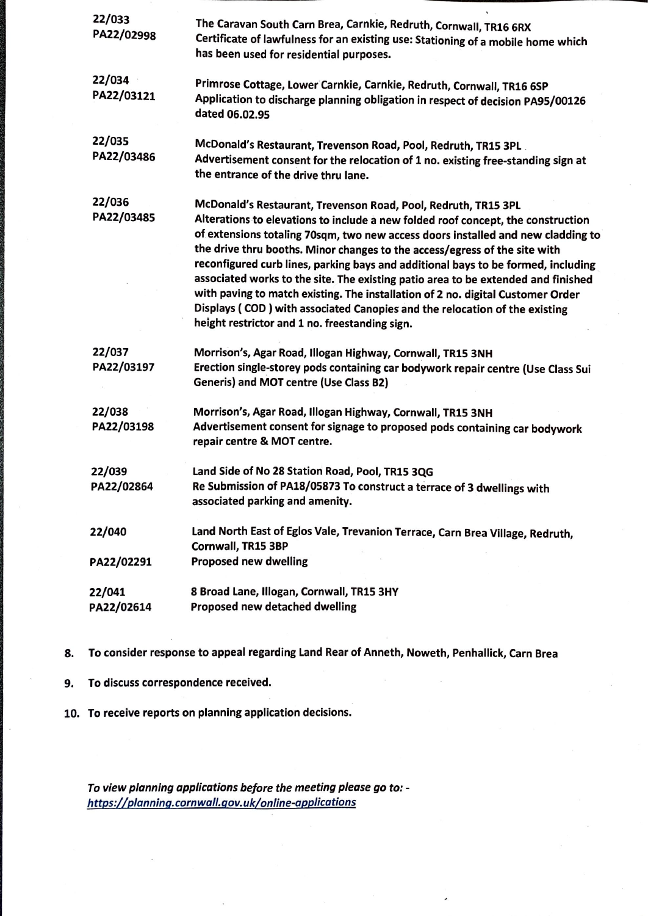| | |
|---|---|
| **22/033**<br>**PA22/02998** | **The Caravan South Carn Brea, Carnkie, Redruth, Cornwall, TR16 6RX**<br>**Certificate of lawfulness for an existing use: Stationing of a mobile home which has been used for residential purposes.** |
| **22/034**<br>**PA22/03121** | **Primrose Cottage, Lower Carnkie, Carnkie, Redruth, Cornwall, TR16 6SP**<br>**Application to discharge planning obligation in respect of decision PA95/00126 dated 06.02.95** |
| **22/035**<br>**PA22/03486** | **McDonald's Restaurant, Trevenson Road, Pool, Redruth, TR15 3PL**<br>**Advertisement consent for the relocation of 1 no. existing free-standing sign at the entrance of the drive thru lane.** |
| **22/036**<br>**PA22/03485** | **McDonald's Restaurant, Trevenson Road, Pool, Redruth, TR15 3PL**<br>**Alterations to elevations to include a new folded roof concept, the construction of extensions totaling 70sqm, two new access doors installed and new cladding to the drive thru booths. Minor changes to the access/egress of the site with reconfigured curb lines, parking bays and additional bays to be formed, including associated works to the site. The existing patio area to be extended and finished with paving to match existing. The installation of 2 no. digital Customer Order Displays ( COD ) with associated Canopies and the relocation of the existing height restrictor and 1 no. freestanding sign.** |
| **22/037**<br>**PA22/03197** | **Morrison's, Agar Road, Illogan Highway, Cornwall, TR15 3NH**<br>**Erection single-storey pods containing car bodywork repair centre (Use Class Sui Generis) and MOT centre (Use Class B2)** |
| **22/038**<br>**PA22/03198** | **Morrison's, Agar Road, Illogan Highway, Cornwall, TR15 3NH**<br>**Advertisement consent for signage to proposed pods containing car bodywork repair centre & MOT centre.** |
| **22/039**<br>**PA22/02864** | **Land Side of No 28 Station Road, Pool, TR15 3QG**<br>**Re Submission of PA18/05873 To construct a terrace of 3 dwellings with associated parking and amenity.** |
| **22/040**<br>**PA22/02291** | **Land North East of Eglos Vale, Trevanion Terrace, Carn Brea Village, Redruth, Cornwall, TR15 3BP**<br>**Proposed new dwelling** |
| **22/041**<br>**PA22/02614** | **8 Broad Lane, Illogan, Cornwall, TR15 3HY**<br>**Proposed new detached dwelling** |

8. **To consider response to appeal regarding Land Rear of Anneth, Noweth, Penhallick, Carn Brea**

9. **To discuss correspondence received.**

10. **To receive reports on planning application decisions.**

***To view planning applications before the meeting please go to: -***
***https://planning.cornwall.gov.uk/online-applications***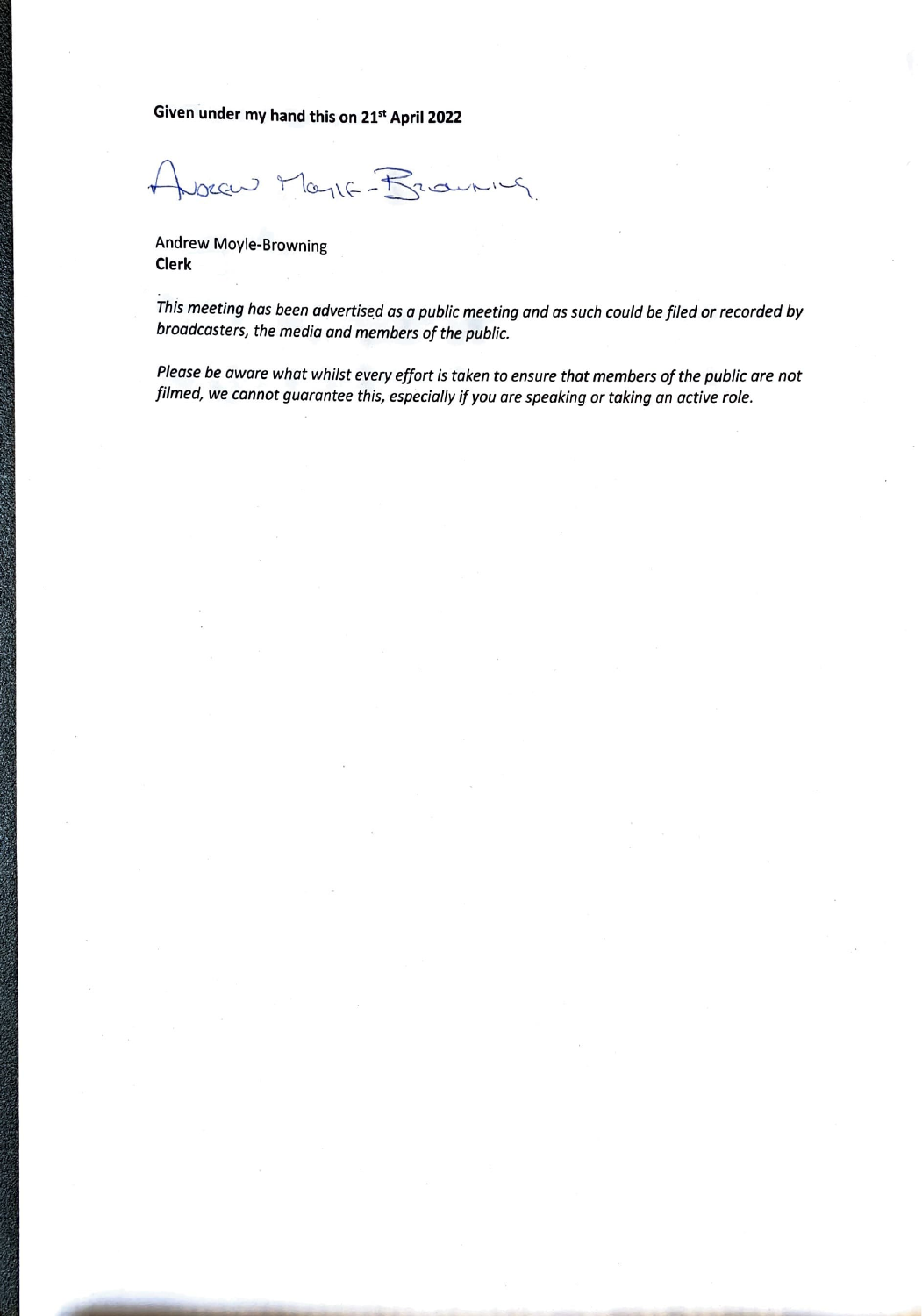**Given under my hand this on 21st April 2022**

Andrew Moyle-Browning

Andrew Moyle-Browning
**Clerk**

*This meeting has been advertised as a public meeting and as such could be filed or recorded by broadcasters, the media and members of the public.*

*Please be aware what whilst every effort is taken to ensure that members of the public are not filmed, we cannot guarantee this, especially if you are speaking or taking an active role.*